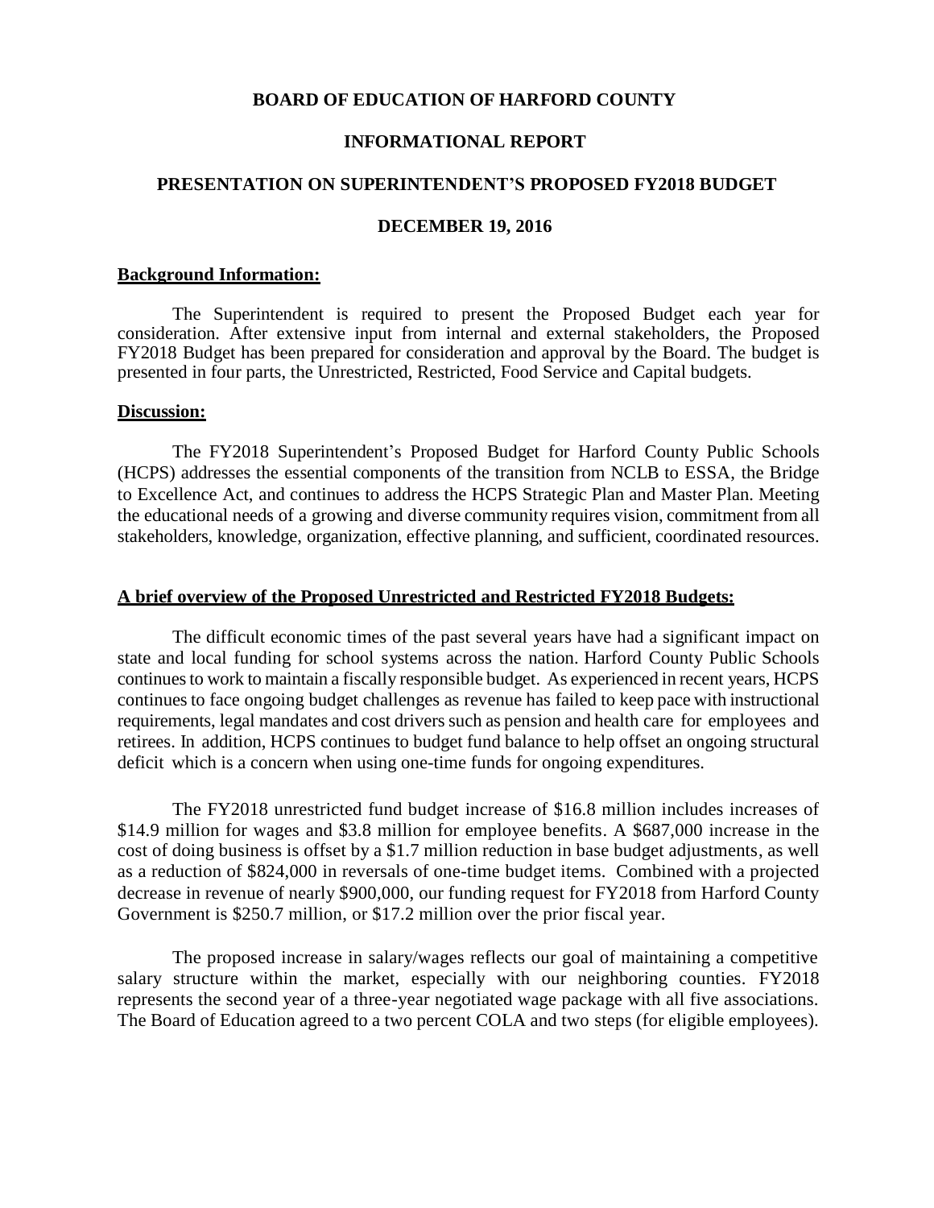# BOARD OF EDUCATION OF HARFORD COUNTY

## INFORMATIONAL REPORT

## PRESENTATION ON SUPERINTENDENT'S PROPOSED FY2018 BUDGET

## DECEMBER 19, 2016

**Background Information:**

The Superintendent is required to present the Proposed Budget each year for consideration. After extensive input from internal and external stakeholders, the Proposed FY2018 Budget has been prepared for consideration and approval by the Board. The budget is presented in four parts, the Unrestricted, Restricted, Food Service and Capital budgets.

**Discussion:**

The FY2018 Superintendent's Proposed Budget for Harford County Public Schools (HCPS) addresses the essential components of the transition from NCLB to ESSA, the Bridge to Excellence Act, and continues to address the HCPS Strategic Plan and Master Plan. Meeting the educational needs of a growing and diverse community requires vision, commitment from all stakeholders, knowledge, organization, effective planning, and sufficient, coordinated resources.

**A brief overview of the Proposed Unrestricted and Restricted FY2018 Budgets:**

The difficult economic times of the past several years have had a significant impact on state and local funding for school systems across the nation. Harford County Public Schools continues to work to maintain a fiscally responsible budget. As experienced in recent years, HCPS continues to face ongoing budget challenges as revenue has failed to keep pace with instructional requirements, legal mandates and cost drivers such as pension and health care for employees and retirees. In addition, HCPS continues to budget fund balance to help offset an ongoing structural deficit which is a concern when using one-time funds for ongoing expenditures.

The FY2018 unrestricted fund budget increase of $16.8 million includes increases of $14.9 million for wages and $3.8 million for employee benefits. A $687,000 increase in the cost of doing business is offset by a $1.7 million reduction in base budget adjustments, as well as a reduction of $824,000 in reversals of one-time budget items. Combined with a projected decrease in revenue of nearly $900,000, our funding request for FY2018 from Harford County Government is $250.7 million, or $17.2 million over the prior fiscal year.

The proposed increase in salary/wages reflects our goal of maintaining a competitive salary structure within the market, especially with our neighboring counties. FY2018 represents the second year of a three-year negotiated wage package with all five associations. The Board of Education agreed to a two percent COLA and two steps (for eligible employees).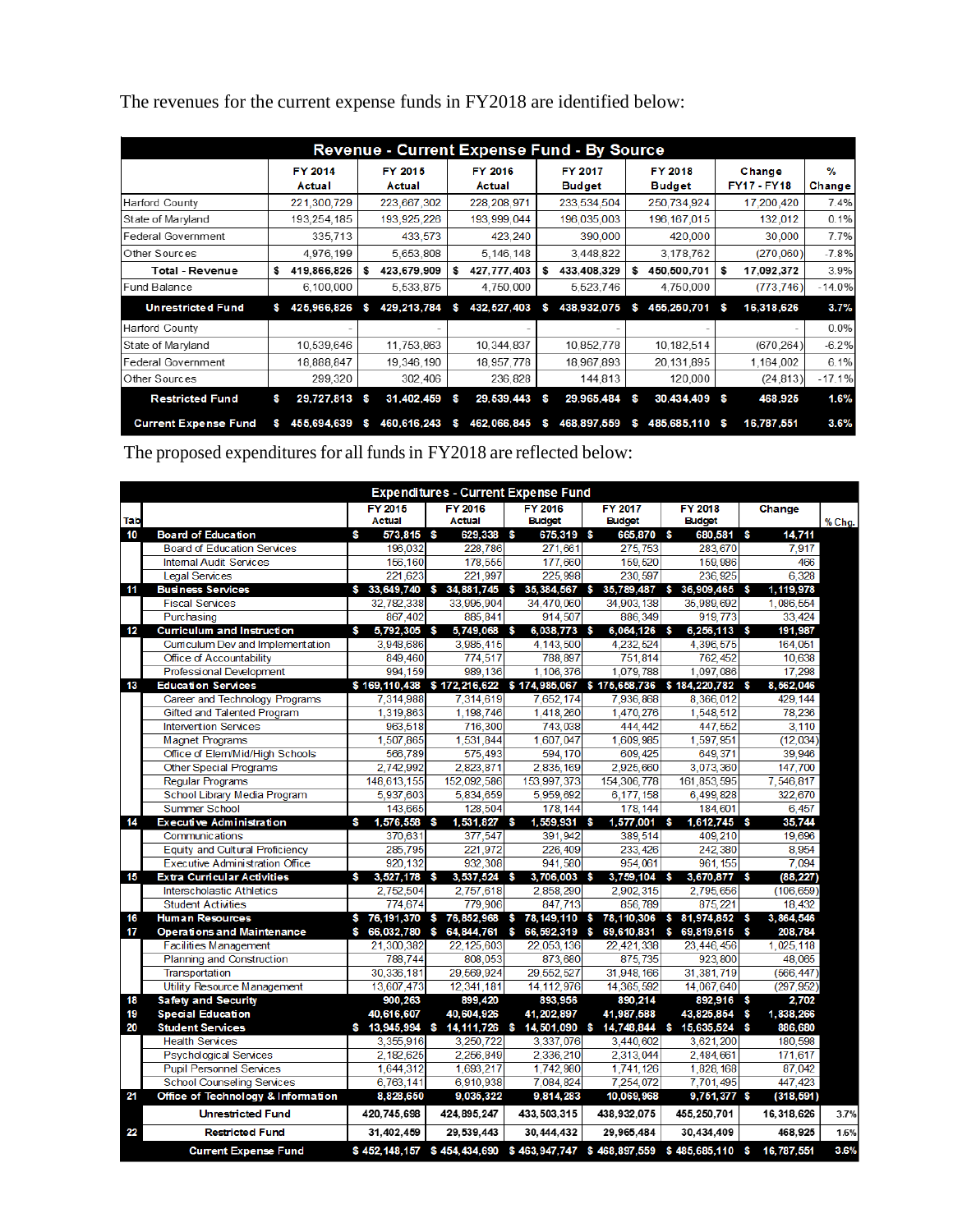The revenues for the current expense funds in FY2018 are identified below:

| Revenue - Current Expense Fund - By Source | | | | | | | |
|---|---|---|---|---|---|---|---|
| | FY 2014 Actual | FY 2015 Actual | FY 2016 Actual | FY 2017 Budget | FY 2018 Budget | Change FY17 - FY18 | % Change |
| Harford County | 221,300,729 | 223,667,302 | 228,208,971 | 233,534,504 | 250,734,924 | 17,200,420 | 7.4% |
| State of Maryland | 193,254,185 | 193,925,226 | 193,999,044 | 196,035,003 | 196,167,015 | 132,012 | 0.1% |
| Federal Government | 335,713 | 433,573 | 423,240 | 390,000 | 420,000 | 30,000 | 7.7% |
| Other Sources | 4,976,199 | 5,653,808 | 5,146,148 | 3,448,822 | 3,178,762 | (270,060) | -7.8% |
| **Total - Revenue** | $ 419,866,826 | $ 423,679,909 | $ 427,777,403 | $ 433,408,329 | $ 450,500,701 | $ 17,092,372 | 3.9% |
| Fund Balance | 6,100,000 | 5,533,875 | 4,750,000 | 5,523,746 | 4,750,000 | (773,746) | -14.0% |
| **Unrestricted Fund** | $ 425,966,826 | $ 429,213,784 | $ 432,527,403 | $ 438,932,075 | $ 455,250,701 | $ 16,318,626 | 3.7% |
| Harford County | - | - | - | - | - | - | 0.0% |
| State of Maryland | 10,539,646 | 11,753,863 | 10,344,837 | 10,852,778 | 10,182,514 | (670,264) | -6.2% |
| Federal Government | 18,888,847 | 19,346,190 | 18,957,778 | 18,967,893 | 20,131,895 | 1,164,002 | 6.1% |
| Other Sources | 299,320 | 302,406 | 236,828 | 144,813 | 120,000 | (24,813) | -17.1% |
| **Restricted Fund** | $ 29,727,813 | $ 31,402,459 | $ 29,539,443 | $ 29,965,484 | $ 30,434,409 | $ 468,925 | 1.6% |
| **Current Expense Fund** | $ 455,694,639 | $ 460,616,243 | $ 462,066,845 | $ 468,897,559 | $ 485,685,110 | $ 16,787,551 | 3.6% |

The proposed expenditures for all funds in FY2018 are reflected below:

| Tab | Expenditures - Current Expense Fund | FY 2015 Actual | FY 2016 Actual | FY 2016 Budget | FY 2017 Budget | FY 2018 Budget | Change | % Chg. |
|---|---|---|---|---|---|---|---|---|
| 10 | **Board of Education** | $ 573,815 | $ 629,338 | $ 675,319 | $ 665,870 | $ 680,581 | $ 14,711 | |
| | Board of Education Services | 196,032 | 228,786 | 271,661 | 275,753 | 283,670 | 7,917 | |
| | Internal Audit Services | 156,160 | 178,555 | 177,660 | 159,520 | 159,986 | 466 | |
| | Legal Services | 221,623 | 221,997 | 225,998 | 230,597 | 236,925 | 6,328 | |
| 11 | **Business Services** | $ 33,649,740 | $ 34,881,745 | $ 35,384,567 | $ 35,789,487 | $ 36,909,465 | $ 1,119,978 | |
| | Fiscal Services | 32,782,338 | 33,995,904 | 34,470,060 | 34,903,138 | 35,989,692 | 1,086,554 | |
| | Purchasing | 867,402 | 885,841 | 914,507 | 886,349 | 919,773 | 33,424 | |
| 12 | **Curriculum and Instruction** | $ 5,792,305 | $ 5,749,068 | $ 6,038,773 | $ 6,064,126 | $ 6,256,113 | $ 191,987 | |
| | Curriculum Dev and Implementation | 3,948,686 | 3,985,415 | 4,143,500 | 4,232,524 | 4,396,575 | 164,051 | |
| | Office of Accountability | 849,460 | 774,517 | 788,897 | 751,814 | 762,452 | 10,638 | |
| | Professional Development | 994,159 | 989,136 | 1,106,376 | 1,079,788 | 1,097,086 | 17,298 | |
| 13 | **Education Services** | $ 169,110,438 | $ 172,216,622 | $ 174,985,067 | $ 175,658,736 | $ 184,220,782 | $ 8,562,046 | |
| | Career and Technology Programs | 7,314,988 | 7,314,619 | 7,652,174 | 7,936,868 | 8,366,012 | 429,144 | |
| | Gifted and Talented Program | 1,319,863 | 1,198,746 | 1,418,260 | 1,470,276 | 1,548,512 | 78,236 | |
| | Intervention Services | 963,518 | 716,300 | 743,038 | 444,442 | 447,552 | 3,110 | |
| | Magnet Programs | 1,507,865 | 1,531,844 | 1,607,047 | 1,609,985 | 1,597,951 | (12,034) | |
| | Office of Elem/Mid/High Schools | 566,789 | 575,493 | 594,170 | 609,425 | 649,371 | 39,946 | |
| | Other Special Programs | 2,742,992 | 2,823,871 | 2,835,169 | 2,925,660 | 3,073,360 | 147,700 | |
| | Regular Programs | 148,613,155 | 152,092,586 | 153,997,373 | 154,306,778 | 161,853,595 | 7,546,817 | |
| | School Library Media Program | 5,937,603 | 5,834,659 | 5,959,692 | 6,177,158 | 6,499,828 | 322,670 | |
| | Summer School | 143,665 | 128,504 | 178,144 | 178,144 | 184,601 | 6,457 | |
| 14 | **Executive Administration** | $ 1,576,558 | $ 1,531,827 | $ 1,559,931 | $ 1,577,001 | $ 1,612,745 | $ 35,744 | |
| | Communications | 370,631 | 377,547 | 391,942 | 389,514 | 409,210 | 19,696 | |
| | Equity and Cultural Proficiency | 285,795 | 221,972 | 226,409 | 233,426 | 242,380 | 8,954 | |
| | Executive Administration Office | 920,132 | 932,308 | 941,580 | 954,061 | 961,155 | 7,094 | |
| 15 | **Extra Curricular Activities** | $ 3,527,178 | $ 3,537,524 | $ 3,706,003 | $ 3,759,104 | $ 3,670,877 | $ (88,227) | |
| | Interscholastic Athletics | 2,752,504 | 2,757,618 | 2,858,290 | 2,902,315 | 2,795,656 | (106,659) | |
| | Student Activities | 774,674 | 779,906 | 847,713 | 856,789 | 875,221 | 18,432 | |
| 16 | **Human Resources** | $ 76,191,370 | $ 76,852,968 | $ 78,149,110 | $ 78,110,306 | $ 81,974,852 | $ 3,864,546 | |
| 17 | **Operations and Maintenance** | $ 66,032,780 | $ 64,844,761 | $ 66,592,319 | $ 69,610,831 | $ 69,819,615 | $ 208,784 | |
| | Facilities Management | 21,300,382 | 22,125,603 | 22,053,136 | 22,421,338 | 23,446,456 | 1,025,118 | |
| | Planning and Construction | 788,744 | 808,053 | 873,680 | 875,735 | 923,800 | 48,065 | |
| | Transportation | 30,336,181 | 29,569,924 | 29,552,527 | 31,948,166 | 31,381,719 | (566,447) | |
| | Utility Resource Management | 13,607,473 | 12,341,181 | 14,112,976 | 14,365,592 | 14,067,640 | (297,952) | |
| 18 | **Safety and Security** | 900,263 | 899,420 | 893,956 | 890,214 | 892,916 | $ 2,702 | |
| 19 | **Special Education** | 40,616,607 | 40,604,926 | 41,202,897 | 41,987,588 | 43,825,854 | $ 1,838,266 | |
| 20 | **Student Services** | $ 13,945,994 | $ 14,111,726 | $ 14,501,090 | $ 14,748,844 | $ 15,635,524 | $ 886,680 | |
| | Health Services | 3,355,916 | 3,250,722 | 3,337,076 | 3,440,602 | 3,621,200 | 180,598 | |
| | Psychological Services | 2,182,625 | 2,256,849 | 2,336,210 | 2,313,044 | 2,484,661 | 171,617 | |
| | Pupil Personnel Services | 1,644,312 | 1,693,217 | 1,742,980 | 1,741,126 | 1,828,168 | 87,042 | |
| | School Counseling Services | 6,763,141 | 6,910,938 | 7,084,824 | 7,254,072 | 7,701,495 | 447,423 | |
| 21 | **Office of Technology & Information** | 8,828,650 | 9,035,322 | 9,814,283 | 10,069,968 | 9,751,377 | $ (318,591) | |
| | **Unrestricted Fund** | 420,745,698 | 424,895,247 | 433,503,315 | 438,932,075 | 455,250,701 | 16,318,626 | 3.7% |
| 22 | **Restricted Fund** | 31,402,459 | 29,539,443 | 30,444,432 | 29,965,484 | 30,434,409 | 468,925 | 1.6% |
| | **Current Expense Fund** | $ 452,148,157 | $ 454,434,690 | $ 463,947,747 | $ 468,897,559 | $ 485,685,110 | $ 16,787,551 | 3.6% |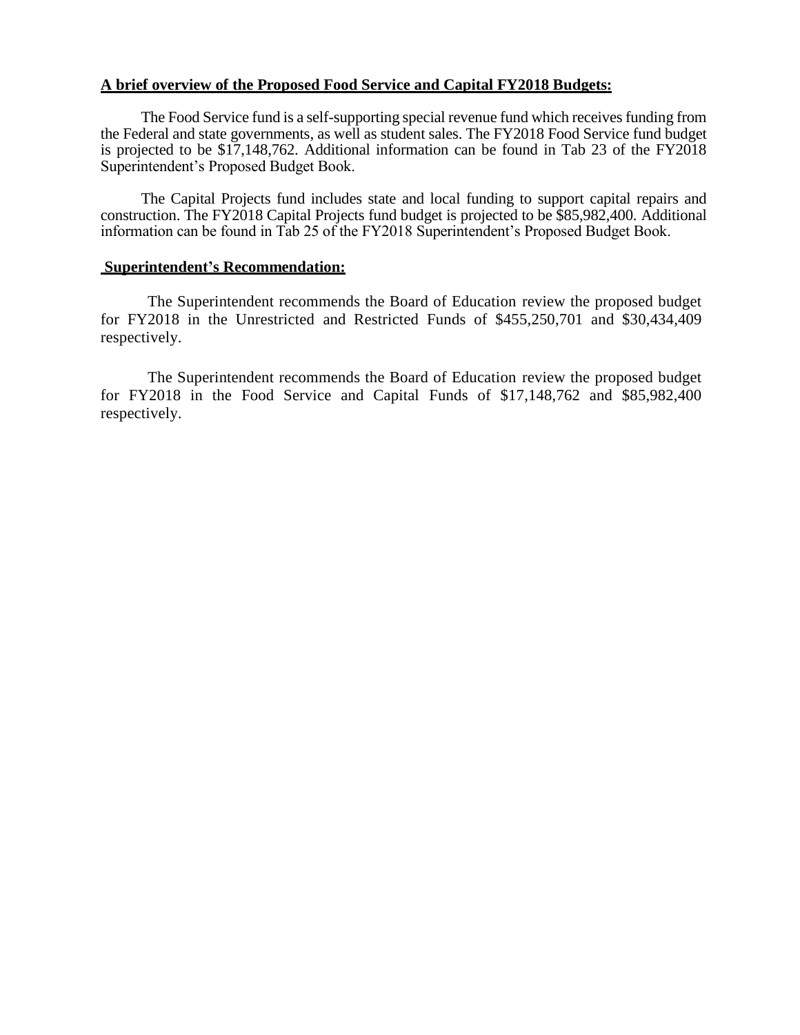**A brief overview of the Proposed Food Service and Capital FY2018 Budgets:**

The Food Service fund is a self-supporting special revenue fund which receives funding from the Federal and state governments, as well as student sales. The FY2018 Food Service fund budget is projected to be $17,148,762. Additional information can be found in Tab 23 of the FY2018 Superintendent's Proposed Budget Book.

The Capital Projects fund includes state and local funding to support capital repairs and construction. The FY2018 Capital Projects fund budget is projected to be $85,982,400. Additional information can be found in Tab 25 of the FY2018 Superintendent's Proposed Budget Book.

**Superintendent's Recommendation:**

The Superintendent recommends the Board of Education review the proposed budget for FY2018 in the Unrestricted and Restricted Funds of $455,250,701 and $30,434,409 respectively.

The Superintendent recommends the Board of Education review the proposed budget for FY2018 in the Food Service and Capital Funds of $17,148,762 and $85,982,400 respectively.